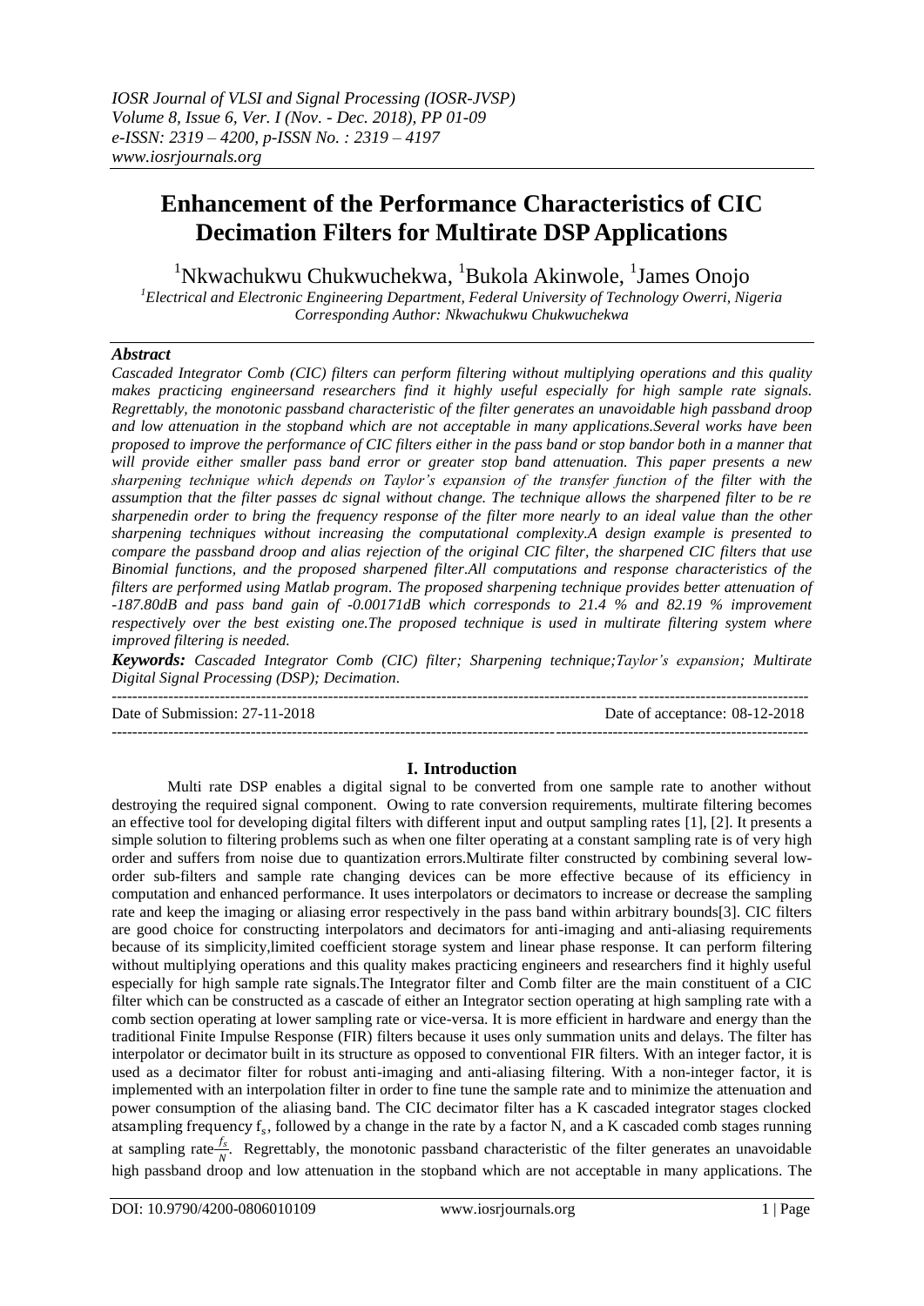# Enhancement of the Performance Characteristics of CIC Decimation Filters for Multirate DSP Applications

[1]Nkwachukwu Chukwuchekwa, [1]Bukola Akinwole, [1]James Onojo

[1]*Electrical and Electronic Engineering Department, Federal University of Technology Owerri, Nigeria*
*Corresponding Author: Nkwachukwu Chukwuchekwa*

### *Abstract*

*Cascaded Integrator Comb (CIC) filters can perform filtering without multiplying operations and this quality makes practicing engineersand researchers find it highly useful especially for high sample rate signals. Regrettably, the monotonic passband characteristic of the filter generates an unavoidable high passband droop and low attenuation in the stopband which are not acceptable in many applications.Several works have been proposed to improve the performance of CIC filters either in the pass band or stop bandor both in a manner that will provide either smaller pass band error or greater stop band attenuation. This paper presents a new sharpening technique which depends on Taylor's expansion of the transfer function of the filter with the assumption that the filter passes dc signal without change. The technique allows the sharpened filter to be re sharpenedin order to bring the frequency response of the filter more nearly to an ideal value than the other sharpening techniques without increasing the computational complexity.A design example is presented to compare the passband droop and alias rejection of the original CIC filter, the sharpened CIC filters that use Binomial functions, and the proposed sharpened filter.All computations and response characteristics of the filters are performed using Matlab program. The proposed sharpening technique provides better attenuation of -187.80dB and pass band gain of -0.00171dB which corresponds to 21.4 % and 82.19 % improvement respectively over the best existing one.The proposed technique is used in multirate filtering system where improved filtering is needed.*

***Keywords:*** *Cascaded Integrator Comb (CIC) filter; Sharpening technique;Taylor's expansion; Multirate Digital Signal Processing (DSP); Decimation.*

---

Date of Submission: 27-11-2018 Date of acceptance: 08-12-2018

---

## I. Introduction

Multi rate DSP enables a digital signal to be converted from one sample rate to another without destroying the required signal component. Owing to rate conversion requirements, multirate filtering becomes an effective tool for developing digital filters with different input and output sampling rates [1], [2]. It presents a simple solution to filtering problems such as when one filter operating at a constant sampling rate is of very high order and suffers from noise due to quantization errors.Multirate filter constructed by combining several low-order sub-filters and sample rate changing devices can be more effective because of its efficiency in computation and enhanced performance. It uses interpolators or decimators to increase or decrease the sampling rate and keep the imaging or aliasing error respectively in the pass band within arbitrary bounds[3]. CIC filters are good choice for constructing interpolators and decimators for anti-imaging and anti-aliasing requirements because of its simplicity,limited coefficient storage system and linear phase response. It can perform filtering without multiplying operations and this quality makes practicing engineers and researchers find it highly useful especially for high sample rate signals.The Integrator filter and Comb filter are the main constituent of a CIC filter which can be constructed as a cascade of either an Integrator section operating at high sampling rate with a comb section operating at lower sampling rate or vice-versa. It is more efficient in hardware and energy than the traditional Finite Impulse Response (FIR) filters because it uses only summation units and delays. The filter has interpolator or decimator built in its structure as opposed to conventional FIR filters. With an integer factor, it is used as a decimator filter for robust anti-imaging and anti-aliasing filtering. With a non-integer factor, it is implemented with an interpolation filter in order to fine tune the sample rate and to minimize the attenuation and power consumption of the aliasing band. The CIC decimator filter has a K cascaded integrator stages clocked atsampling frequency $f_s$, followed by a change in the rate by a factor N, and a K cascaded comb stages running at sampling rate$\frac{f_s}{N}$. Regrettably, the monotonic passband characteristic of the filter generates an unavoidable high passband droop and low attenuation in the stopband which are not acceptable in many applications. The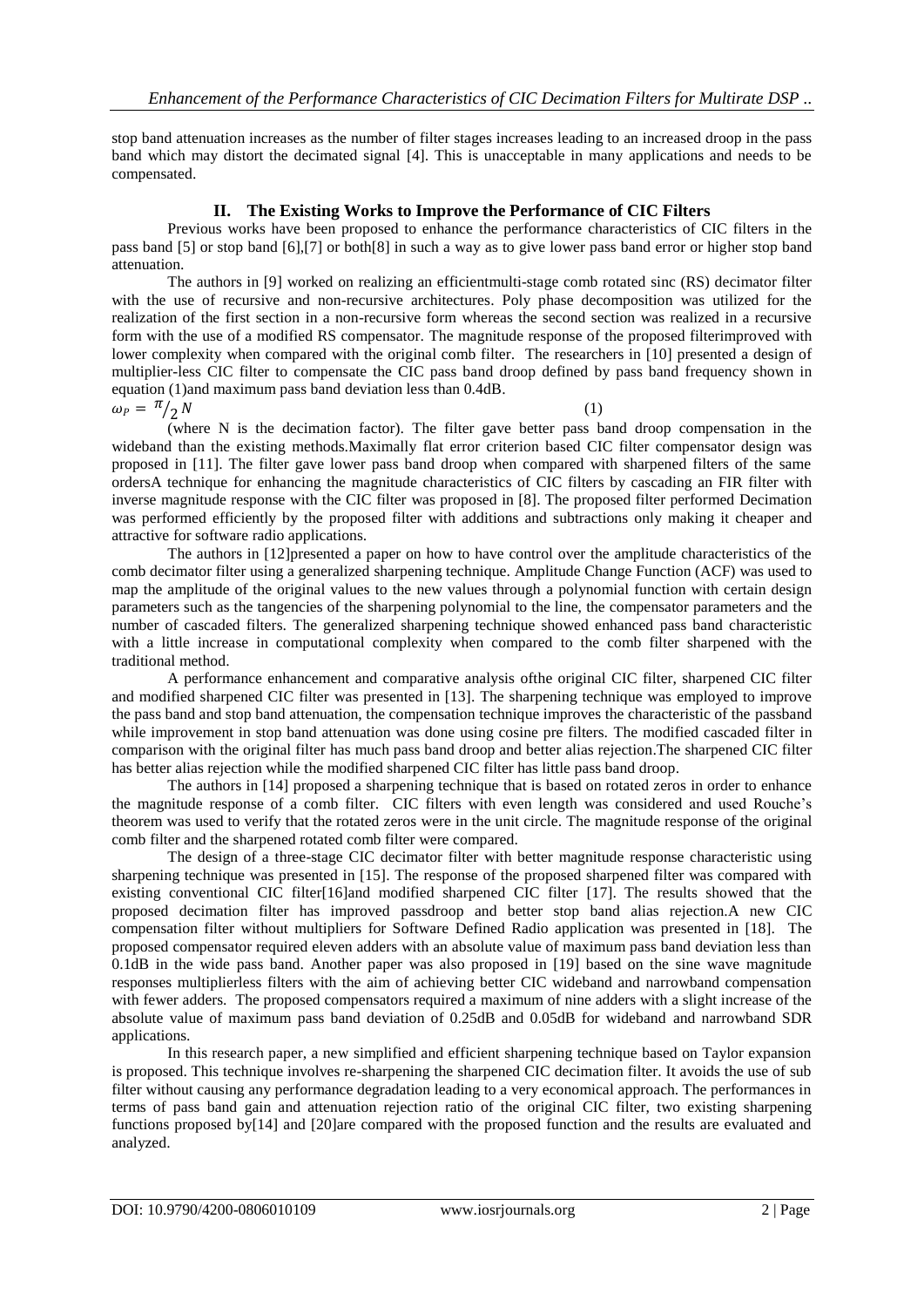stop band attenuation increases as the number of filter stages increases leading to an increased droop in the pass band which may distort the decimated signal [4]. This is unacceptable in many applications and needs to be compensated.

## II. The Existing Works to Improve the Performance of CIC Filters

Previous works have been proposed to enhance the performance characteristics of CIC filters in the pass band [5] or stop band [6],[7] or both[8] in such a way as to give lower pass band error or higher stop band attenuation.

The authors in [9] worked on realizing an efficientmulti-stage comb rotated sinc (RS) decimator filter with the use of recursive and non-recursive architectures. Poly phase decomposition was utilized for the realization of the first section in a non-recursive form whereas the second section was realized in a recursive form with the use of a modified RS compensator. The magnitude response of the proposed filterimproved with lower complexity when compared with the original comb filter. The researchers in [10] presented a design of multiplier-less CIC filter to compensate the CIC pass band droop defined by pass band frequency shown in equation (1)and maximum pass band deviation less than 0.4dB.

$$\omega_P = \pi/_2 N \qquad (1)$$

(where N is the decimation factor). The filter gave better pass band droop compensation in the wideband than the existing methods.Maximally flat error criterion based CIC filter compensator design was proposed in [11]. The filter gave lower pass band droop when compared with sharpened filters of the same ordersA technique for enhancing the magnitude characteristics of CIC filters by cascading an FIR filter with inverse magnitude response with the CIC filter was proposed in [8]. The proposed filter performed Decimation was performed efficiently by the proposed filter with additions and subtractions only making it cheaper and attractive for software radio applications.

The authors in [12]presented a paper on how to have control over the amplitude characteristics of the comb decimator filter using a generalized sharpening technique. Amplitude Change Function (ACF) was used to map the amplitude of the original values to the new values through a polynomial function with certain design parameters such as the tangencies of the sharpening polynomial to the line, the compensator parameters and the number of cascaded filters. The generalized sharpening technique showed enhanced pass band characteristic with a little increase in computational complexity when compared to the comb filter sharpened with the traditional method.

A performance enhancement and comparative analysis ofthe original CIC filter, sharpened CIC filter and modified sharpened CIC filter was presented in [13]. The sharpening technique was employed to improve the pass band and stop band attenuation, the compensation technique improves the characteristic of the passband while improvement in stop band attenuation was done using cosine pre filters. The modified cascaded filter in comparison with the original filter has much pass band droop and better alias rejection.The sharpened CIC filter has better alias rejection while the modified sharpened CIC filter has little pass band droop.

The authors in [14] proposed a sharpening technique that is based on rotated zeros in order to enhance the magnitude response of a comb filter. CIC filters with even length was considered and used Rouche's theorem was used to verify that the rotated zeros were in the unit circle. The magnitude response of the original comb filter and the sharpened rotated comb filter were compared.

The design of a three-stage CIC decimator filter with better magnitude response characteristic using sharpening technique was presented in [15]. The response of the proposed sharpened filter was compared with existing conventional CIC filter[16]and modified sharpened CIC filter [17]. The results showed that the proposed decimation filter has improved passdroop and better stop band alias rejection.A new CIC compensation filter without multipliers for Software Defined Radio application was presented in [18]. The proposed compensator required eleven adders with an absolute value of maximum pass band deviation less than 0.1dB in the wide pass band. Another paper was also proposed in [19] based on the sine wave magnitude responses multiplierless filters with the aim of achieving better CIC wideband and narrowband compensation with fewer adders. The proposed compensators required a maximum of nine adders with a slight increase of the absolute value of maximum pass band deviation of 0.25dB and 0.05dB for wideband and narrowband SDR applications.

In this research paper, a new simplified and efficient sharpening technique based on Taylor expansion is proposed. This technique involves re-sharpening the sharpened CIC decimation filter. It avoids the use of sub filter without causing any performance degradation leading to a very economical approach. The performances in terms of pass band gain and attenuation rejection ratio of the original CIC filter, two existing sharpening functions proposed by[14] and [20]are compared with the proposed function and the results are evaluated and analyzed.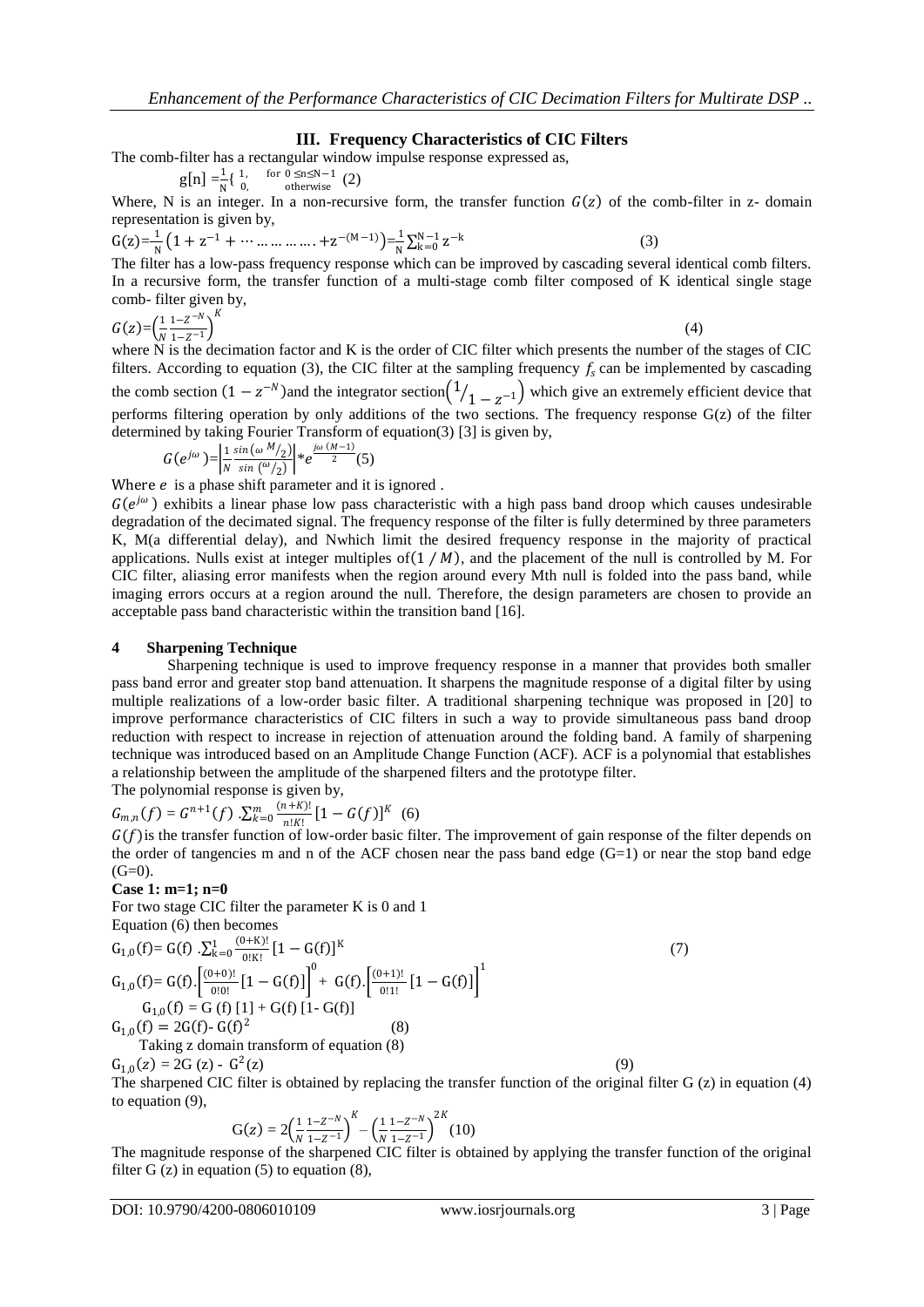## III. Frequency Characteristics of CIC Filters

The comb-filter has a rectangular window impulse response expressed as,

$$g[n] = \frac{1}{N}\begin{cases} 1, & \text{for } 0 \leq n \leq N-1 \\ 0, & \text{otherwise} \end{cases} \quad (2)$$

Where, N is an integer. In a non-recursive form, the transfer function $G(z)$ of the comb-filter in z- domain representation is given by,

$$G(z) = \frac{1}{N}\left(1 + z^{-1} + \cdots \ldots \ldots \ldots \ldots + z^{-(M-1)}\right) = \frac{1}{N}\sum_{k=0}^{N-1} z^{-k} \quad (3)$$

The filter has a low-pass frequency response which can be improved by cascading several identical comb filters. In a recursive form, the transfer function of a multi-stage comb filter composed of K identical single stage comb- filter given by,

$$G(z) = \left(\frac{1}{N}\frac{1 - Z^{-N}}{1 - Z^{-1}}\right)^{K} \quad (4)$$

where N is the decimation factor and K is the order of CIC filter which presents the number of the stages of CIC filters. According to equation (3), the CIC filter at the sampling frequency $f_s$ can be implemented by cascading the comb section $(1 - z^{-N})$ and the integrator section $\left({}^{1}/_{1 - z^{-1}}\right)$ which give an extremely efficient device that performs filtering operation by only additions of the two sections. The frequency response G(z) of the filter determined by taking Fourier Transform of equation(3) [3] is given by,

$$G(e^{j\omega}) = \left|\frac{1}{N}\frac{\sin\left(\omega \, {}^{M}/_{2}\right)}{\sin\left({}^{\omega}/_{2}\right)}\right| * e^{\frac{j\omega\,(M-1)}{2}} \quad (5)$$

Where $e$ is a phase shift parameter and it is ignored .

$G(e^{j\omega})$ exhibits a linear phase low pass characteristic with a high pass band droop which causes undesirable degradation of the decimated signal. The frequency response of the filter is fully determined by three parameters K, M(a differential delay), and Nwhich limit the desired frequency response in the majority of practical applications. Nulls exist at integer multiples of$(1 / M)$, and the placement of the null is controlled by M. For CIC filter, aliasing error manifests when the region around every Mth null is folded into the pass band, while imaging errors occurs at a region around the null. Therefore, the design parameters are chosen to provide an acceptable pass band characteristic within the transition band [16].

## 4 Sharpening Technique

Sharpening technique is used to improve frequency response in a manner that provides both smaller pass band error and greater stop band attenuation. It sharpens the magnitude response of a digital filter by using multiple realizations of a low-order basic filter. A traditional sharpening technique was proposed in [20] to improve performance characteristics of CIC filters in such a way to provide simultaneous pass band droop reduction with respect to increase in rejection of attenuation around the folding band. A family of sharpening technique was introduced based on an Amplitude Change Function (ACF). ACF is a polynomial that establishes a relationship between the amplitude of the sharpened filters and the prototype filter.

The polynomial response is given by,

$$G_{m,n}(f) = G^{n+1}(f) \, . \sum_{k=0}^{m} \frac{(n+K)!}{n!K!}[1 - G(f)]^{K} \quad (6)$$

$G(f)$ is the transfer function of low-order basic filter. The improvement of gain response of the filter depends on the order of tangencies m and n of the ACF chosen near the pass band edge (G=1) or near the stop band edge (G=0).

**Case 1: m=1; n=0**

For two stage CIC filter the parameter K is 0 and 1

Equation (6) then becomes

$$G_{1,0}(f) = G(f) \, . \sum_{k=0}^{1} \frac{(0+K)!}{0!K!}[1 - G(f)]^{K} \quad (7)$$

$$G_{1,0}(f) = G(f).\left[\frac{(0+0)!}{0!0!}[1 - G(f)]\right]^{0} + G(f).\left[\frac{(0+1)!}{0!1!}[1 - G(f)]\right]^{1}$$

$$G_{1,0}(f) = G(f)\,[1] + G(f)\,[1 - G(f)]$$

$$G_{1,0}(f) = 2G(f) - G(f)^{2} \quad (8)$$

Taking z domain transform of equation (8)

$$G_{1,0}(z) = 2G(z) - G^{2}(z) \quad (9)$$

The sharpened CIC filter is obtained by replacing the transfer function of the original filter G (z) in equation (4) to equation (9),

$$G(z) = 2\left(\frac{1}{N}\frac{1 - Z^{-N}}{1 - Z^{-1}}\right)^{K} - \left(\frac{1}{N}\frac{1 - Z^{-N}}{1 - Z^{-1}}\right)^{2K} \quad (10)$$

The magnitude response of the sharpened CIC filter is obtained by applying the transfer function of the original filter G (z) in equation (5) to equation (8),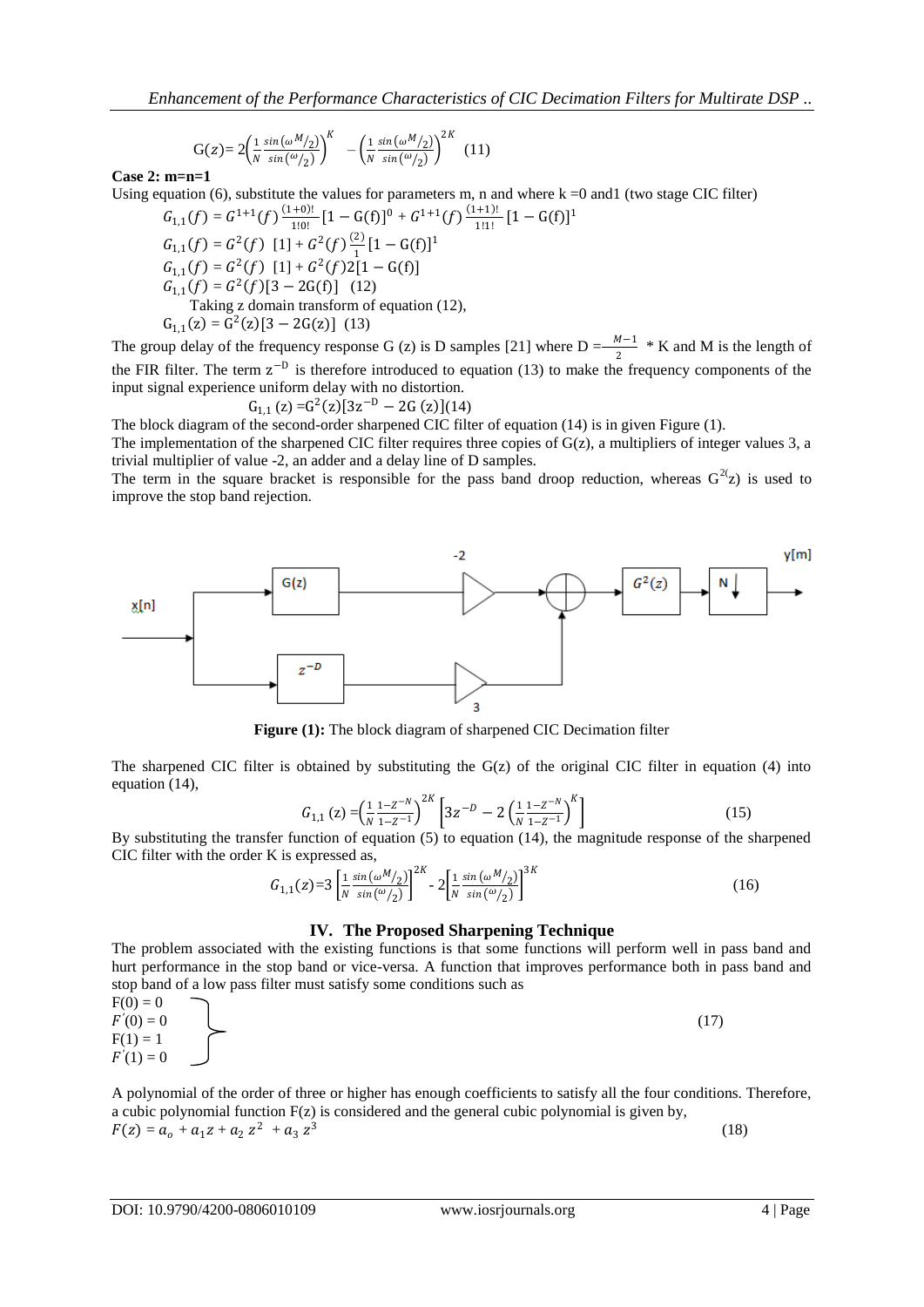$$G(z)= 2\left(\frac{1}{N}\frac{\sin(\omega^{M}/_{2})}{\sin(^{\omega}/_{2})}\right)^{K} - \left(\frac{1}{N}\frac{\sin(\omega^{M}/_{2})}{\sin(^{\omega}/_{2})}\right)^{2K} \quad (11)$$

**Case 2: m=n=1**

Using equation (6), substitute the values for parameters m, n and where k =0 and1 (two stage CIC filter)

$$G_{1,1}(f) = G^{1+1}(f)\frac{(1+0)!}{1!0!}[1 - G(f)]^{0} + G^{1+1}(f)\frac{(1+1)!}{1!1!}[1 - G(f)]^{1}$$

$$G_{1,1}(f) = G^{2}(f)\ [1] + G^{2}(f)\frac{(2)}{1}[1 - G(f)]^{1}$$

$$G_{1,1}(f) = G^{2}(f)\ [1] + G^{2}(f)2[1 - G(f)]$$

$$G_{1,1}(f) = G^{2}(f)[3 - 2G(f)] \quad (12)$$

Taking z domain transform of equation (12),

$$G_{1,1}(z) = G^{2}(z)[3 - 2G(z)] \quad (13)$$

The group delay of the frequency response G (z) is D samples [21] where $D = \frac{M-1}{2} * K$ and M is the length of the FIR filter. The term $z^{-D}$ is therefore introduced to equation (13) to make the frequency components of the input signal experience uniform delay with no distortion.

$$G_{1,1}(z) = G^{2}(z)[3z^{-D} - 2G(z)] \quad (14)$$

The block diagram of the second-order sharpened CIC filter of equation (14) is in given Figure (1).

The implementation of the sharpened CIC filter requires three copies of G(z), a multipliers of integer values 3, a trivial multiplier of value -2, an adder and a delay line of D samples.

The term in the square bracket is responsible for the pass band droop reduction, whereas $G^{2}(z)$ is used to improve the stop band rejection.

**Figure (1):** The block diagram of sharpened CIC Decimation filter

The sharpened CIC filter is obtained by substituting the G(z) of the original CIC filter in equation (4) into equation (14),

$$G_{1,1}(z) = \left(\frac{1}{N}\frac{1-Z^{-N}}{1-Z^{-1}}\right)^{2K}\left[3z^{-D} - 2\left(\frac{1}{N}\frac{1-Z^{-N}}{1-Z^{-1}}\right)^{K}\right] \quad (15)$$

By substituting the transfer function of equation (5) to equation (14), the magnitude response of the sharpened CIC filter with the order K is expressed as,

$$G_{1,1}(z) = 3\left[\frac{1}{N}\frac{\sin(\omega^{M}/_{2})}{\sin(^{\omega}/_{2})}\right]^{2K} - 2\left[\frac{1}{N}\frac{\sin(\omega^{M}/_{2})}{\sin(^{\omega}/_{2})}\right]^{3K} \quad (16)$$

## IV. The Proposed Sharpening Technique

The problem associated with the existing functions is that some functions will perform well in pass band and hurt performance in the stop band or vice-versa. A function that improves performance both in pass band and stop band of a low pass filter must satisfy some conditions such as

$$\left.\begin{aligned} F(0) &= 0 \\ F'(0) &= 0 \\ F(1) &= 1 \\ F'(1) &= 0 \end{aligned}\right\} \quad (17)$$

A polynomial of the order of three or higher has enough coefficients to satisfy all the four conditions. Therefore, a cubic polynomial function F(z) is considered and the general cubic polynomial is given by,

$$F(z) = a_{o} + a_{1}z + a_{2}z^{2} + a_{3}z^{3} \quad (18)$$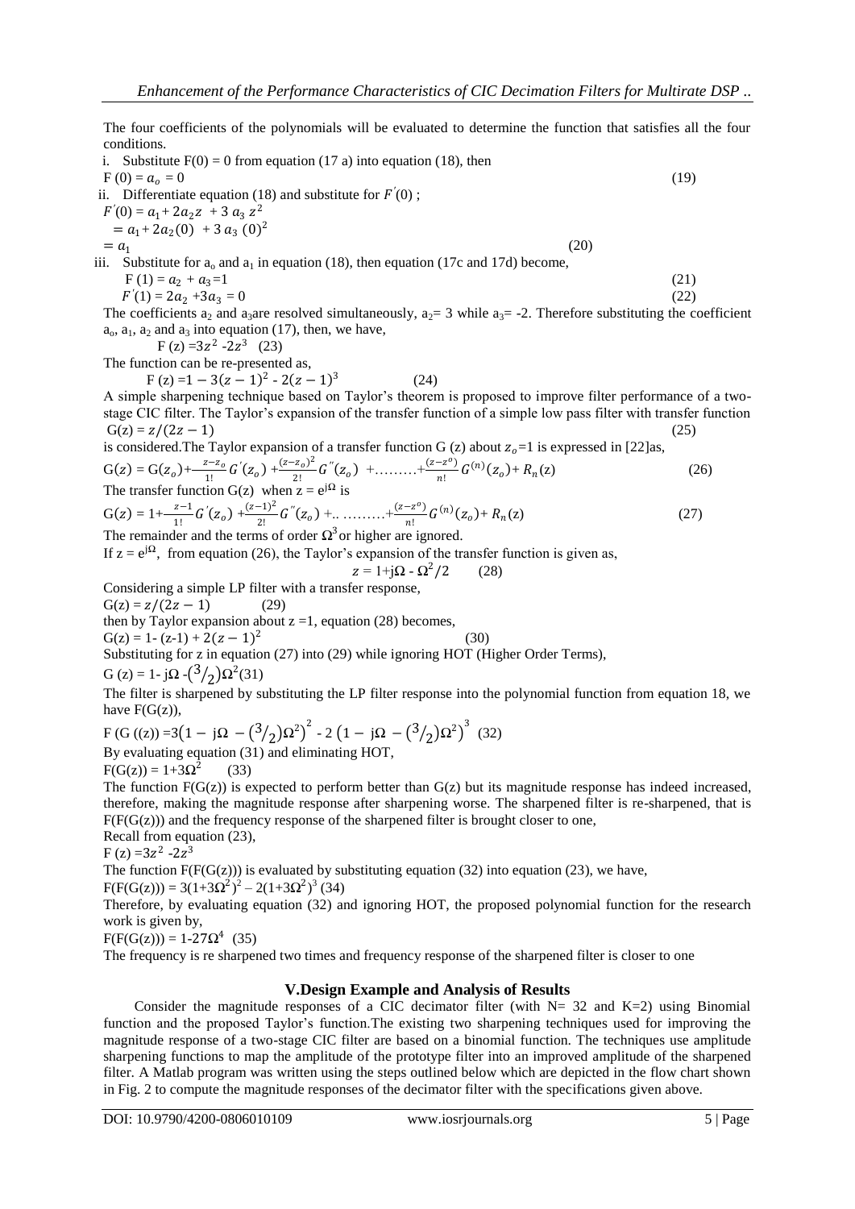The four coefficients of the polynomials will be evaluated to determine the function that satisfies all the four conditions.

i. Substitute F(0) = 0 from equation (17 a) into equation (18), then

$$F(0) = a_o = 0 \quad (19)$$

ii. Differentiate equation (18) and substitute for $F^{'}(0)$ ;

$$F^{'}(0) = a_1 + 2a_2 z + 3\, a_3\, z^2$$
$$= a_1 + 2a_2(0) + 3\, a_3\, (0)^2$$
$$= a_1 \quad (20)$$

iii. Substitute for $a_o$ and $a_1$ in equation (18), then equation (17c and 17d) become,

$$F(1) = a_2 + a_3 = 1 \quad (21)$$
$$F^{'}(1) = 2a_2 + 3a_3 = 0 \quad (22)$$

The coefficients $a_2$ and $a_3$are resolved simultaneously, $a_2$= 3 while $a_3$= -2. Therefore substituting the coefficient $a_o$, $a_1$, $a_2$ and $a_3$ into equation (17), then, we have,

$$F(z) = 3z^2 - 2z^3 \quad (23)$$

The function can be re-presented as,

$$F(z) = 1 - 3(z-1)^2 - 2(z-1)^3 \quad (24)$$

A simple sharpening technique based on Taylor's theorem is proposed to improve filter performance of a two-stage CIC filter. The Taylor's expansion of the transfer function of a simple low pass filter with transfer function

$$G(z) = z/(2z-1) \quad (25)$$

is considered.The Taylor expansion of a transfer function G (z) about $z_o$=1 is expressed in [22]as,

$$G(z) = G(z_o) + \frac{z-z_o}{1!}G^{'}(z_o) + \frac{(z-z_o)^2}{2!}G^{''}(z_o) + \ldots\ldots\ldots + \frac{(z-z^o)}{n!}G^{(n)}(z_o) + R_n(z) \quad (26)$$

The transfer function G(z) when z = $e^{j\Omega}$ is

$$G(z) = 1 + \frac{z-1}{1!}G^{'}(z_o) + \frac{(z-1)^2}{2!}G^{''}(z_o) + \ldots\ \ldots\ldots\ldots + \frac{(z-z^o)}{n!}G^{(n)}(z_o) + R_n(z) \quad (27)$$

The remainder and the terms of order $\Omega^3$or higher are ignored.

If z = $e^{j\Omega}$, from equation (26), the Taylor's expansion of the transfer function is given as,

$$z = 1 + j\Omega - \Omega^2/2 \quad (28)$$

Considering a simple LP filter with a transfer response,

$$G(z) = z/(2z-1) \quad (29)$$

then by Taylor expansion about z =1, equation (28) becomes,

$$G(z) = 1 - (z-1) + 2(z-1)^2 \quad (30)$$

Substituting for z in equation (27) into (29) while ignoring HOT (Higher Order Terms),

$$G(z) = 1 - j\Omega - (3/2)\Omega^2 \quad (31)$$

The filter is sharpened by substituting the LP filter response into the polynomial function from equation 18, we have F(G(z)),

$$F(G((z)) = 3\left(1 - j\Omega - (3/2)\Omega^2\right)^2 - 2\left(1 - j\Omega - (3/2)\Omega^2\right)^3 \quad (32)$$

By evaluating equation (31) and eliminating HOT,

$$F(G(z)) = 1 + 3\Omega^2 \quad (33)$$

The function F(G(z)) is expected to perform better than G(z) but its magnitude response has indeed increased, therefore, making the magnitude response after sharpening worse. The sharpened filter is re-sharpened, that is F(F(G(z))) and the frequency response of the sharpened filter is brought closer to one,

Recall from equation (23),

$$F(z) = 3z^2 - 2z^3$$

The function F(F(G(z))) is evaluated by substituting equation (32) into equation (23), we have,

$$F(F(G(z))) = 3(1+3\Omega^2)^2 - 2(1+3\Omega^2)^3 \quad (34)$$

Therefore, by evaluating equation (32) and ignoring HOT, the proposed polynomial function for the research work is given by,

$$F(F(G(z))) = 1 - 27\Omega^4 \quad (35)$$

The frequency is re sharpened two times and frequency response of the sharpened filter is closer to one

## V.Design Example and Analysis of Results

Consider the magnitude responses of a CIC decimator filter (with N= 32 and K=2) using Binomial function and the proposed Taylor's function.The existing two sharpening techniques used for improving the magnitude response of a two-stage CIC filter are based on a binomial function. The techniques use amplitude sharpening functions to map the amplitude of the prototype filter into an improved amplitude of the sharpened filter. A Matlab program was written using the steps outlined below which are depicted in the flow chart shown in Fig. 2 to compute the magnitude responses of the decimator filter with the specifications given above.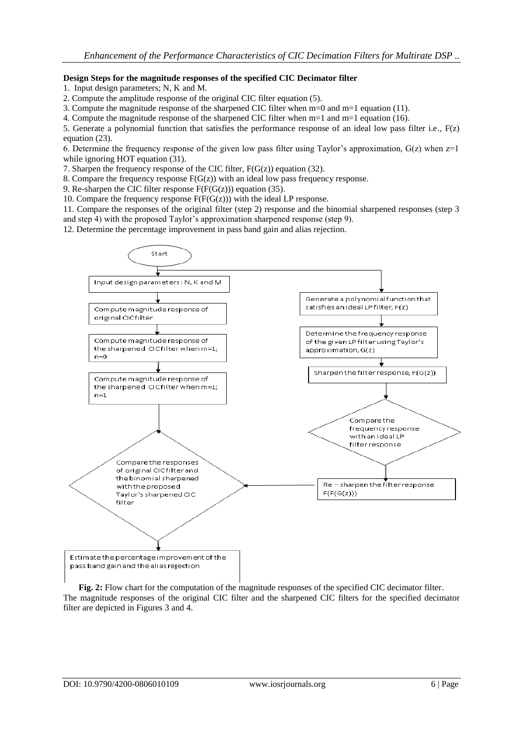**Design Steps for the magnitude responses of the specified CIC Decimator filter**

1. Input design parameters; N, K and M.
2. Compute the amplitude response of the original CIC filter equation (5).
3. Compute the magnitude response of the sharpened CIC filter when m=0 and m=1 equation (11).
4. Compute the magnitude response of the sharpened CIC filter when m=1 and m=1 equation (16).
5. Generate a polynomial function that satisfies the performance response of an ideal low pass filter i.e., F(z) equation (23).
6. Determine the frequency response of the given low pass filter using Taylor's approximation, G(z) when z=1 while ignoring HOT equation (31).
7. Sharpen the frequency response of the CIC filter, F(G(z)) equation (32).
8. Compare the frequency response F(G(z)) with an ideal low pass frequency response.
9. Re-sharpen the CIC filter response F(F(G(z))) equation (35).
10. Compare the frequency response F(F(G(z))) with the ideal LP response.
11. Compare the responses of the original filter (step 2) response and the binomial sharpened responses (step 3 and step 4) with the proposed Taylor's approximation sharpened response (step 9).
12. Determine the percentage improvement in pass band gain and alias rejection.

Start

Input design parameters: N, K and M

Compute magnitude response of original CIC filter

Compute magnitude response of the sharpened CIC filter when m=1; n=0

Compute magnitude response of the sharpened CIC filter when m=1; n=1

Generate a polynomial function that satisfies an ideal LP filter, F(z)

Determine the frequency response of the given LP filter using Taylor's approximation, G(z)

Sharpen the filter response, F(G(z))

Compare the frequency response with an ideal LP filter response

Re – sharpen the filter response F(F(G(z)))

Compare the responses of original CIC filter and the binomial sharpened with the proposed Taylor's sharpened CIC filter

Estimate the percentage improvement of the pass band gain and the alias rejection

**Fig. 2:** Flow chart for the computation of the magnitude responses of the specified CIC decimator filter.

The magnitude responses of the original CIC filter and the sharpened CIC filters for the specified decimator filter are depicted in Figures 3 and 4.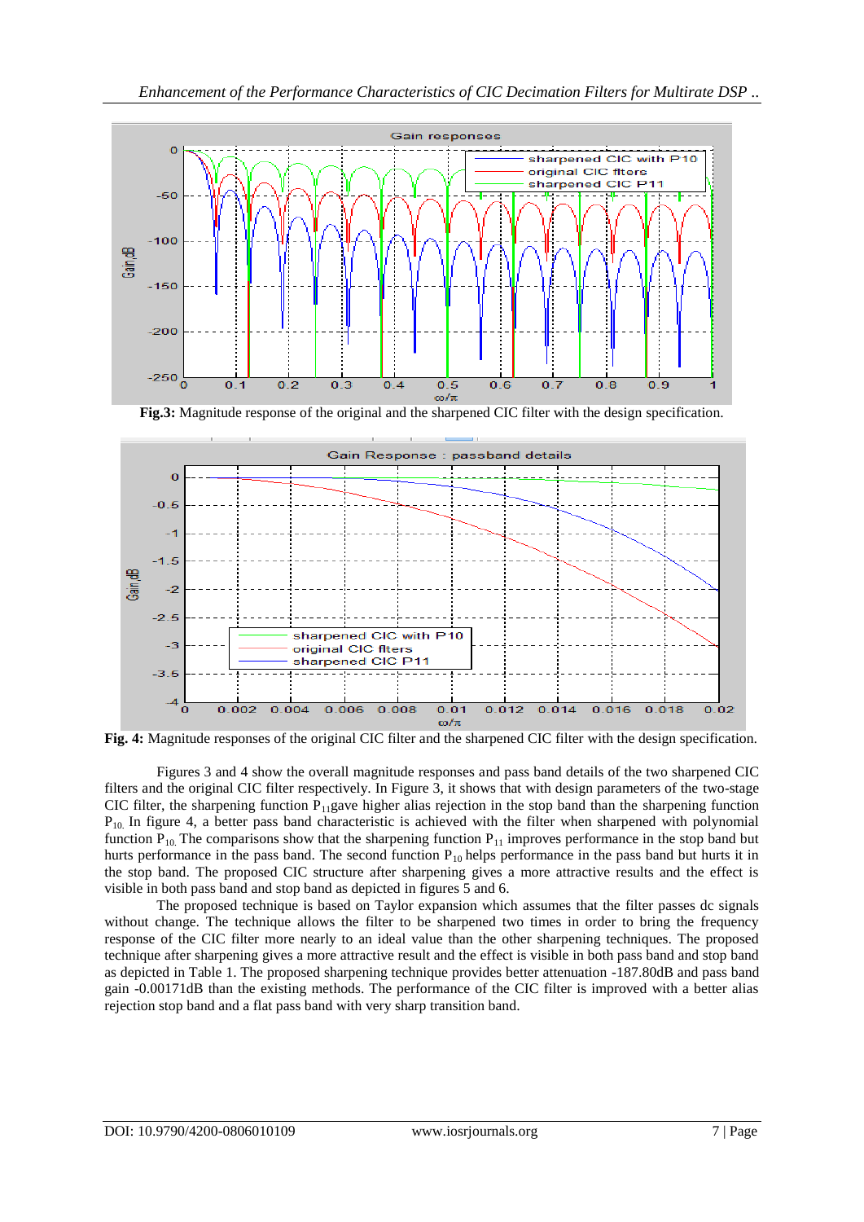**Fig.3:** Magnitude response of the original and the sharpened CIC filter with the design specification.

**Fig. 4:** Magnitude responses of the original CIC filter and the sharpened CIC filter with the design specification.

Figures 3 and 4 show the overall magnitude responses and pass band details of the two sharpened CIC filters and the original CIC filter respectively. In Figure 3, it shows that with design parameters of the two-stage CIC filter, the sharpening function $P_{11}$ gave higher alias rejection in the stop band than the sharpening function $P_{10}$. In figure 4, a better pass band characteristic is achieved with the filter when sharpened with polynomial function $P_{10}$. The comparisons show that the sharpening function $P_{11}$ improves performance in the stop band but hurts performance in the pass band. The second function $P_{10}$ helps performance in the pass band but hurts it in the stop band. The proposed CIC structure after sharpening gives a more attractive results and the effect is visible in both pass band and stop band as depicted in figures 5 and 6.

The proposed technique is based on Taylor expansion which assumes that the filter passes dc signals without change. The technique allows the filter to be sharpened two times in order to bring the frequency response of the CIC filter more nearly to an ideal value than the other sharpening techniques. The proposed technique after sharpening gives a more attractive result and the effect is visible in both pass band and stop band as depicted in Table 1. The proposed sharpening technique provides better attenuation -187.80dB and pass band gain -0.00171dB than the existing methods. The performance of the CIC filter is improved with a better alias rejection stop band and a flat pass band with very sharp transition band.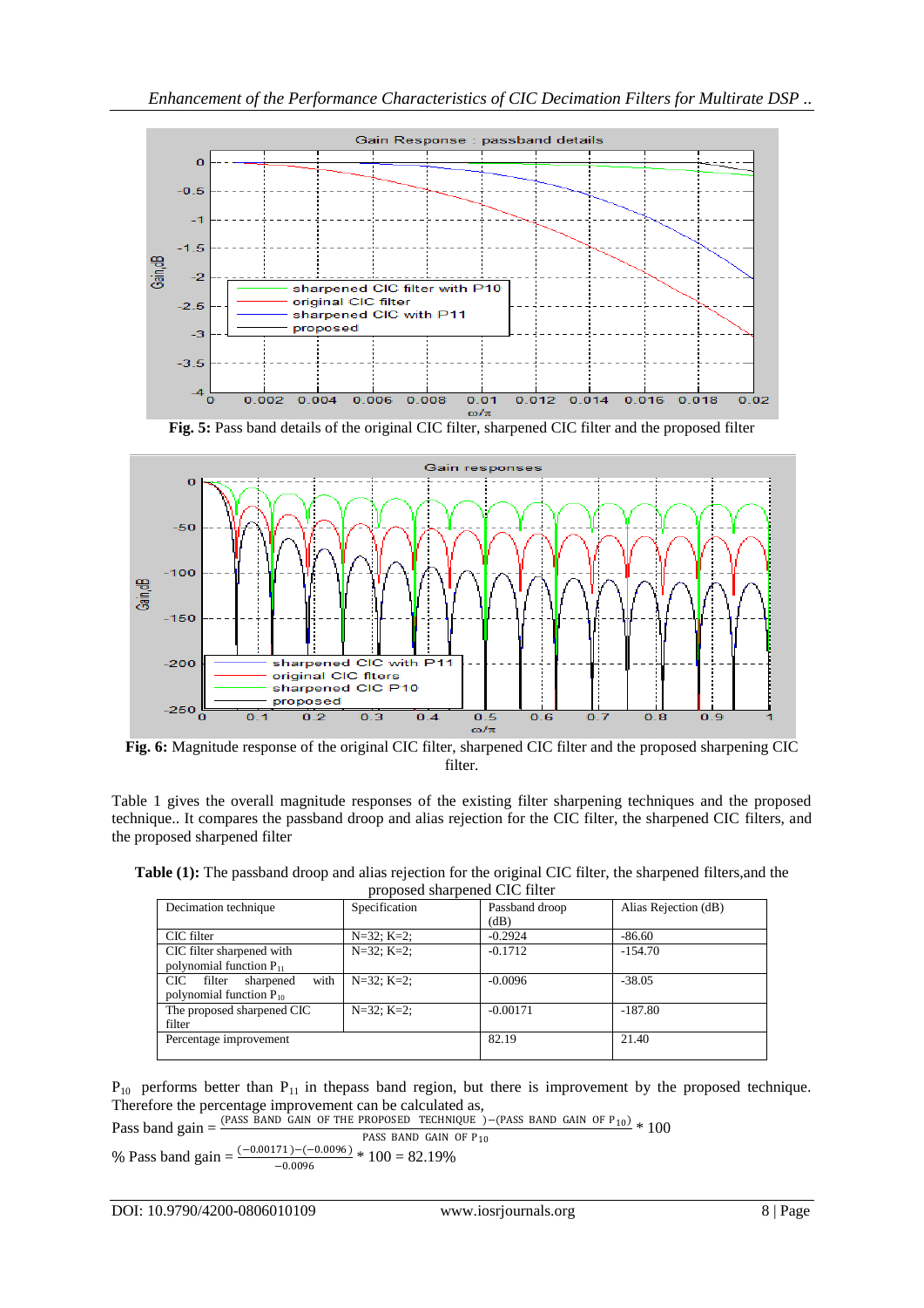**Fig. 5:** Pass band details of the original CIC filter, sharpened CIC filter and the proposed filter

**Fig. 6:** Magnitude response of the original CIC filter, sharpened CIC filter and the proposed sharpening CIC filter.

Table 1 gives the overall magnitude responses of the existing filter sharpening techniques and the proposed technique.. It compares the passband droop and alias rejection for the CIC filter, the sharpened CIC filters, and the proposed sharpened filter

**Table (1):** The passband droop and alias rejection for the original CIC filter, the sharpened filters,and the proposed sharpened CIC filter

| Decimation technique | Specification | Passband droop (dB) | Alias Rejection (dB) |
|---|---|---|---|
| CIC filter | N=32; K=2; | -0.2924 | -86.60 |
| CIC filter sharpened with polynomial function $P_{11}$ | N=32; K=2; | -0.1712 | -154.70 |
| CIC filter sharpened with polynomial function $P_{10}$ | N=32; K=2; | -0.0096 | -38.05 |
| The proposed sharpened CIC filter | N=32; K=2; | -0.00171 | -187.80 |
| Percentage improvement | | 82.19 | 21.40 |

$P_{10}$ performs better than $P_{11}$ in thepass band region, but there is improvement by the proposed technique. Therefore the percentage improvement can be calculated as,

$$\text{Pass band gain} = \frac{(\text{PASS BAND GAIN OF THE PROPOSED TECHNIQUE}) - (\text{PASS BAND GAIN OF } P_{10})}{\text{PASS BAND GAIN OF } P_{10}} * 100$$

$$\%\ \text{Pass band gain} = \frac{(-0.00171) - (-0.0096)}{-0.0096} * 100 = 82.19\%$$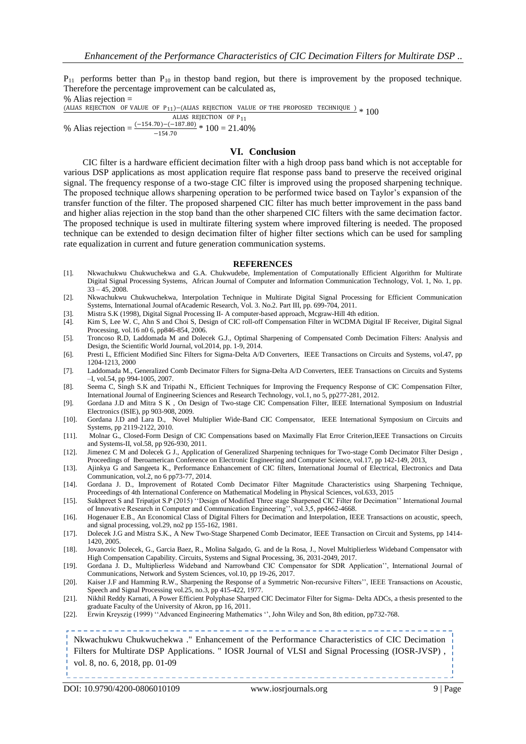$P_{11}$ performs better than $P_{10}$ in thestop band region, but there is improvement by the proposed technique. Therefore the percentage improvement can be calculated as,

% Alias rejection =

$$\frac{\text{(ALIAS REJECTION OF VALUE OF } P_{11}) - \text{(ALIAS REJECTION VALUE OF THE PROPOSED TECHNIQUE )}}{\text{ALIAS REJECTION OF } P_{11}} * 100$$

% Alias rejection = $\frac{(-154.70)-(-187.80)}{-154.70} * 100 = 21.40\%$

## VI. Conclusion

CIC filter is a hardware efficient decimation filter with a high droop pass band which is not acceptable for various DSP applications as most application require flat response pass band to preserve the received original signal. The frequency response of a two-stage CIC filter is improved using the proposed sharpening technique. The proposed technique allows sharpening operation to be performed twice based on Taylor's expansion of the transfer function of the filter. The proposed sharpened CIC filter has much better improvement in the pass band and higher alias rejection in the stop band than the other sharpened CIC filters with the same decimation factor. The proposed technique is used in multirate filtering system where improved filtering is needed. The proposed technique can be extended to design decimation filter of higher filter sections which can be used for sampling rate equalization in current and future generation communication systems.

## REFERENCES

[1]. Nkwachukwu Chukwuchekwa and G.A. Chukwudebe, Implementation of Computationally Efficient Algorithm for Multirate Digital Signal Processing Systems, African Journal of Computer and Information Communication Technology, Vol. 1, No. 1, pp. 33 – 45, 2008.

[2]. Nkwachukwu Chukwuchekwa, Interpolation Technique in Multirate Digital Signal Processing for Efficient Communication Systems, International Journal ofAcademic Research, Vol. 3. No.2. Part III, pp. 699-704, 2011.

[3]. Mistra S.K (1998), Digital Signal Processing II- A computer-based approach, Mcgraw-Hill 4th edition.

[4]. Kim S, Lee W. C, Ahn S and Choi S, Design of CIC roll-off Compensation Filter in WCDMA Digital IF Receiver, Digital Signal Processing, vol.16 n0 6, pp846-854, 2006.

[5]. Troncoso R.D, Laddomada M and Dolecek G.J., Optimal Sharpening of Compensated Comb Decimation Filters: Analysis and Design, the Scientific World Journal, vol.2014, pp. 1-9, 2014.

[6]. Presti L, Efficient Modified Sinc Filters for Sigma-Delta A/D Converters, IEEE Transactions on Circuits and Systems, vol.47, pp 1204-1213, 2000

[7]. Laddomada M., Generalized Comb Decimator Filters for Sigma-Delta A/D Converters, IEEE Transactions on Circuits and Systems –I, vol.54, pp 994-1005, 2007.

[8]. Seema C, Singh S.K and Tripathi N., Efficient Techniques for Improving the Frequency Response of CIC Compensation Filter, International Journal of Engineering Sciences and Research Technology, vol.1, no 5, pp277-281, 2012.

[9]. Gordana J.D and Mitra S K , On Design of Two-stage CIC Compensation Filter, IEEE International Symposium on Industrial Electronics (ISIE), pp 903-908, 2009.

[10]. Gordana J.D and Lara D., Novel Multiplier Wide-Band CIC Compensator, IEEE International Symposium on Circuits and Systems, pp 2119-2122, 2010.

[11]. Molnar G., Closed-Form Design of CIC Compensations based on Maximally Flat Error Criterion,IEEE Transactions on Circuits and Systems-II, vol.58, pp 926-930, 2011.

[12]. Jimenez C M and Dolecek G J., Application of Generalized Sharpening techniques for Two-stage Comb Decimator Filter Design , Proceedings of Iberoamerican Conference on Electronic Engineering and Computer Science, vol.17, pp 142-149, 2013,

[13]. Ajinkya G and Sangeeta K., Performance Enhancement of CIC filters, International Journal of Electrical, Electronics and Data Communication, vol.2, no 6 pp73-77, 2014.

[14]. Gordana J. D., Improvement of Rotated Comb Decimator Filter Magnitude Characteristics using Sharpening Technique, Proceedings of 4th International Conference on Mathematical Modeling in Physical Sciences, vol.633, 2015

[15]. Sukhpreet S and Tripatjot S.P (2015) ''Design of Modified Three stage Sharpened CIC Filter for Decimation'' International Journal of Innovative Research in Computer and Communication Engineering'', vol.3,5, pp4662-4668.

[16]. Hogenauer E.B., An Economical Class of Digital Filters for Decimation and Interpolation, IEEE Transactions on acoustic, speech, and signal processing, vol.29, no2 pp 155-162, 1981.

[17]. Dolecek J.G and Mistra S.K., A New Two-Stage Sharpened Comb Decimator, IEEE Transaction on Circuit and Systems, pp 1414-1420, 2005.

[18]. Jovanovic Dolecek, G., Garcia Baez, R., Molina Salgado, G. and de la Rosa, J., Novel Multiplierless Wideband Compensator with High Compensation Capability. Circuits, Systems and Signal Processing, 36, 2031-2049, 2017.

[19]. Gordana J. D., Multiplierless Wideband and Narrowband CIC Compensator for SDR Application'', International Journal of Communications, Network and System Sciences, vol.10, pp 19-26, 2017.

[20]. Kaiser J.F and Hamming R.W., Sharpening the Response of a Symmetric Non-recursive Filters'', IEEE Transactions on Acoustic, Speech and Signal Processing vol.25, no.3, pp 415-422, 1977.

[21]. Nikhil Reddy Karnati, A Power Efficient Polyphase Sharped CIC Decimator Filter for Sigma- Delta ADCs, a thesis presented to the graduate Faculty of the University of Akron, pp 16, 2011.

[22]. Erwin Kreyszig (1999) ''Advanced Engineering Mathematics '', John Wiley and Son, 8th edition, pp732-768.

Nkwachukwu Chukwuchekwa ." Enhancement of the Performance Characteristics of CIC Decimation Filters for Multirate DSP Applications. " IOSR Journal of VLSI and Signal Processing (IOSR-JVSP) , vol. 8, no. 6, 2018, pp. 01-09